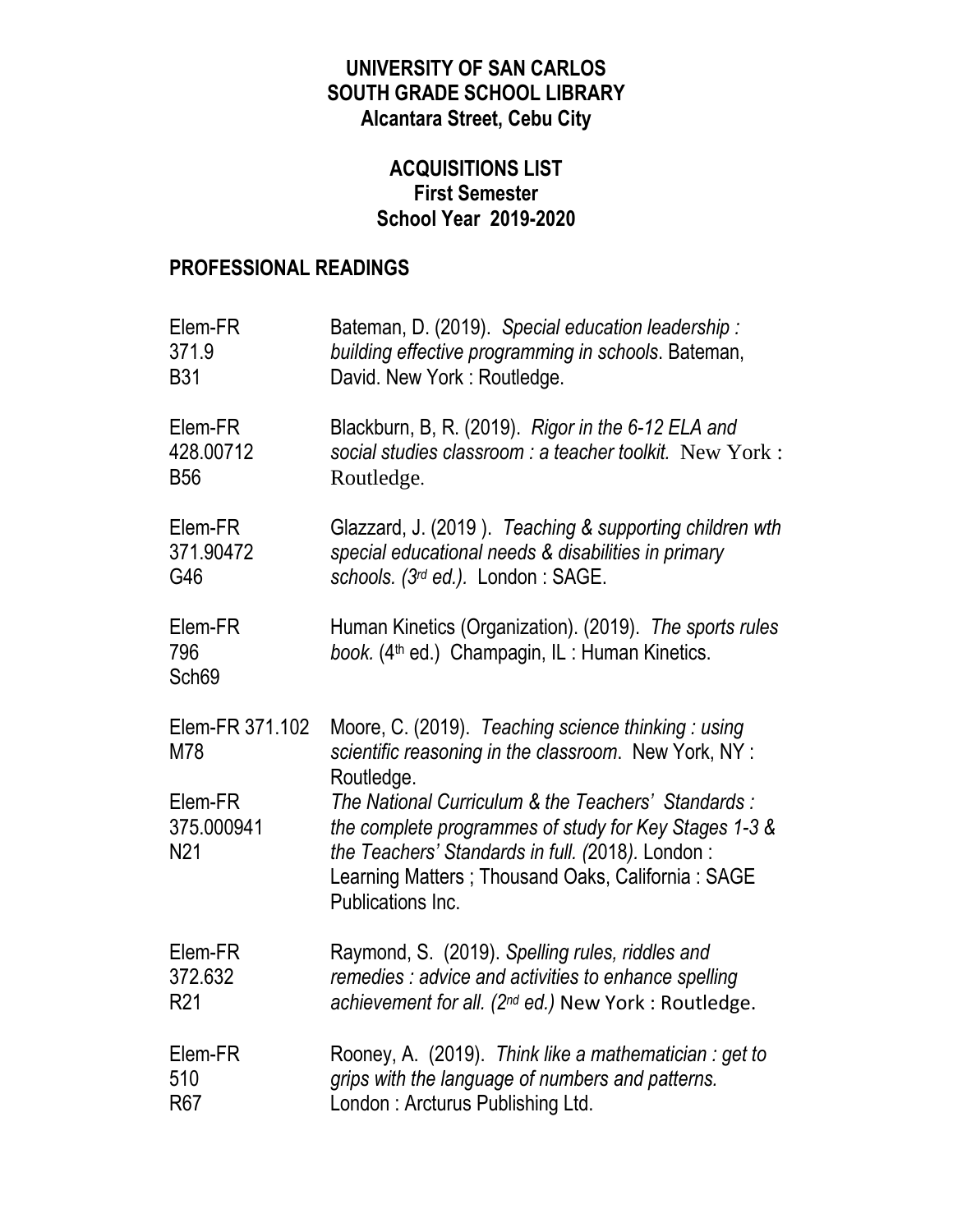**UNIVERSITY OF SAN CARLOS**
**SOUTH GRADE SCHOOL LIBRARY**
**Alcantara Street, Cebu City**

**ACQUISITIONS LIST**
**First Semester**
**School Year 2019-2020**

## PROFESSIONAL READINGS

| Call Number | Entry |
| --- | --- |
| Elem-FR 371.9 B31 | Bateman, D. (2019). *Special education leadership : building effective programming in schools*. Bateman, David. New York : Routledge. |
| Elem-FR 428.00712 B56 | Blackburn, B, R. (2019). *Rigor in the 6-12 ELA and social studies classroom : a teacher toolkit.* New York : Routledge. |
| Elem-FR 371.90472 G46 | Glazzard, J. (2019 ). *Teaching & supporting children wth special educational needs & disabilities in primary schools. (3rd ed.).* London : SAGE. |
| Elem-FR 796 Sch69 | Human Kinetics (Organization). (2019). *The sports rules book.* (4th ed.) Champagin, IL : Human Kinetics. |
| Elem-FR 371.102 M78 | Moore, C. (2019). *Teaching science thinking : using scientific reasoning in the classroom*. New York, NY : Routledge. |
| Elem-FR 375.000941 N21 | *The National Curriculum & the Teachers' Standards : the complete programmes of study for Key Stages 1-3 & the Teachers' Standards in full. (*2018*).* London : Learning Matters ; Thousand Oaks, California : SAGE Publications Inc. |
| Elem-FR 372.632 R21 | Raymond, S. (2019). *Spelling rules, riddles and remedies : advice and activities to enhance spelling achievement for all. (2nd ed.)* New York : Routledge. |
| Elem-FR 510 R67 | Rooney, A. (2019). *Think like a mathematician : get to grips with the language of numbers and patterns.* London : Arcturus Publishing Ltd. |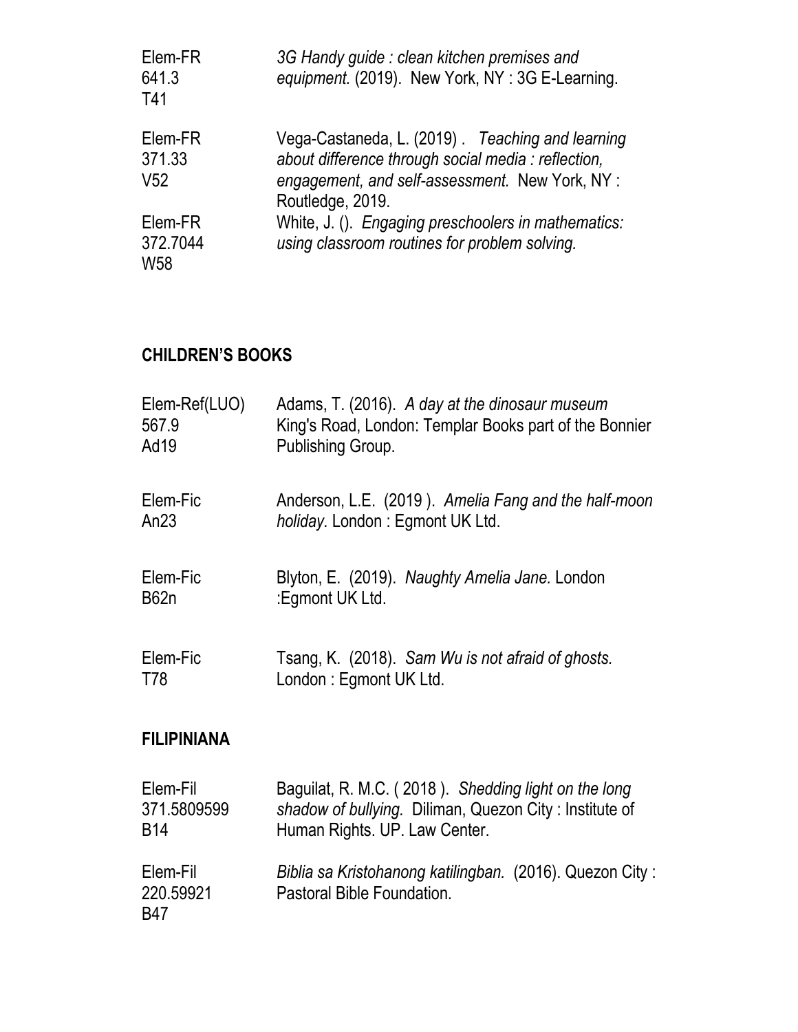| | |
|---|---|
| Elem-FR<br>641.3<br>T41 | *3G Handy guide : clean kitchen premises and equipment.* (2019). New York, NY : 3G E-Learning. |
| Elem-FR<br>371.33<br>V52 | Vega-Castaneda, L. (2019) . *Teaching and learning about difference through social media : reflection, engagement, and self-assessment.* New York, NY : Routledge, 2019. |
| Elem-FR<br>372.7044<br>W58 | White, J. (). *Engaging preschoolers in mathematics: using classroom routines for problem solving.* |

## CHILDREN'S BOOKS

| | |
|---|---|
| Elem-Ref(LUO)<br>567.9<br>Ad19 | Adams, T. (2016). *A day at the dinosaur museum* King's Road, London: Templar Books part of the Bonnier Publishing Group. |
| Elem-Fic<br>An23 | Anderson, L.E. (2019 ). *Amelia Fang and the half-moon holiday.* London : Egmont UK Ltd. |
| Elem-Fic<br>B62n | Blyton, E. (2019). *Naughty Amelia Jane.* London :Egmont UK Ltd. |
| Elem-Fic<br>T78 | Tsang, K. (2018). *Sam Wu is not afraid of ghosts.* London : Egmont UK Ltd. |

## FILIPINIANA

| | |
|---|---|
| Elem-Fil<br>371.5809599<br>B14 | Baguilat, R. M.C. ( 2018 ). *Shedding light on the long shadow of bullying.* Diliman, Quezon City : Institute of Human Rights. UP. Law Center. |
| Elem-Fil<br>220.59921<br>B47 | *Biblia sa Kristohanong katilingban.* (2016). Quezon City : Pastoral Bible Foundation. |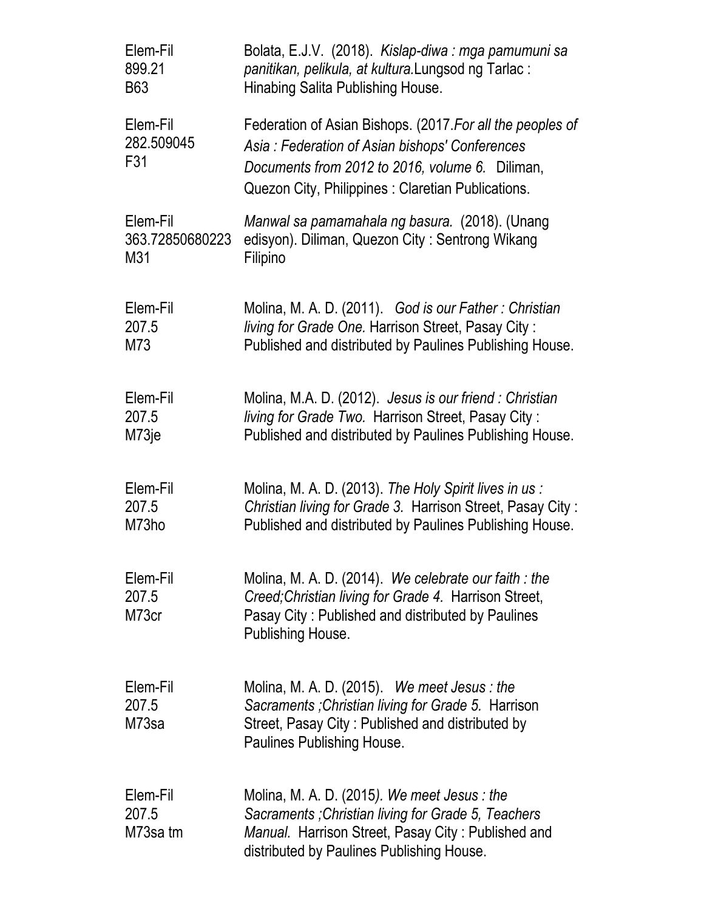| | |
|---|---|
| Elem-Fil<br>899.21<br>B63 | Bolata, E.J.V. (2018). *Kislap-diwa : mga pamumuni sa panitikan, pelikula, at kultura.*Lungsod ng Tarlac : Hinabing Salita Publishing House. |
| Elem-Fil<br>282.509045<br>F31 | Federation of Asian Bishops. (2017.*For all the peoples of Asia : Federation of Asian bishops' Conferences Documents from 2012 to 2016, volume 6.* Diliman, Quezon City, Philippines : Claretian Publications. |
| Elem-Fil<br>363.72850680223<br>M31 | *Manwal sa pamamahala ng basura.* (2018). (Unang edisyon). Diliman, Quezon City : Sentrong Wikang Filipino |
| Elem-Fil<br>207.5<br>M73 | Molina, M. A. D. (2011). *God is our Father : Christian living for Grade One.* Harrison Street, Pasay City : Published and distributed by Paulines Publishing House. |
| Elem-Fil<br>207.5<br>M73je | Molina, M.A. D. (2012). *Jesus is our friend : Christian living for Grade Two.* Harrison Street, Pasay City : Published and distributed by Paulines Publishing House. |
| Elem-Fil<br>207.5<br>M73ho | Molina, M. A. D. (2013). *The Holy Spirit lives in us : Christian living for Grade 3.* Harrison Street, Pasay City : Published and distributed by Paulines Publishing House. |
| Elem-Fil<br>207.5<br>M73cr | Molina, M. A. D. (2014). *We celebrate our faith : the Creed;Christian living for Grade 4.* Harrison Street, Pasay City : Published and distributed by Paulines Publishing House. |
| Elem-Fil<br>207.5<br>M73sa | Molina, M. A. D. (2015). *We meet Jesus : the Sacraments ;Christian living for Grade 5.* Harrison Street, Pasay City : Published and distributed by Paulines Publishing House. |
| Elem-Fil<br>207.5<br>M73sa tm | Molina, M. A. D. (2015*). We meet Jesus : the Sacraments ;Christian living for Grade 5, Teachers Manual.* Harrison Street, Pasay City : Published and distributed by Paulines Publishing House. |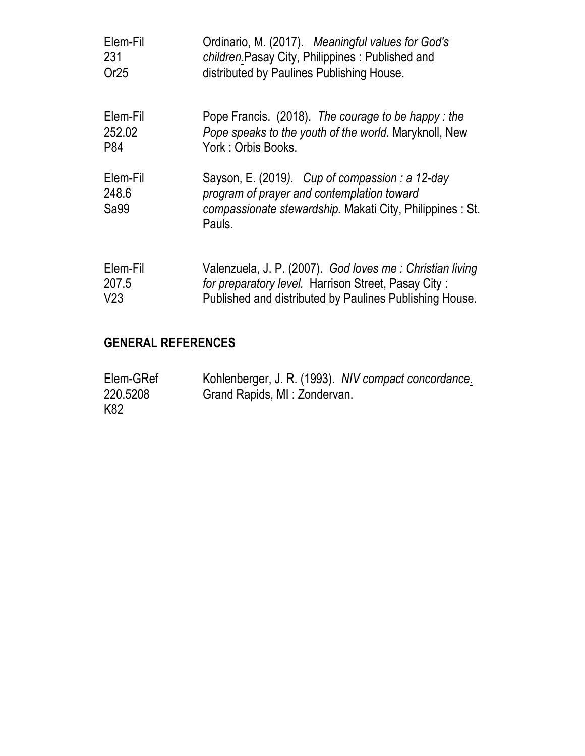| | |
|---|---|
| Elem-Fil<br>231<br>Or25 | Ordinario, M. (2017). *Meaningful values for God's children*. Pasay City, Philippines : Published and distributed by Paulines Publishing House. |
| Elem-Fil<br>252.02<br>P84 | Pope Francis. (2018). *The courage to be happy : the Pope speaks to the youth of the world.* Maryknoll, New York : Orbis Books. |
| Elem-Fil<br>248.6<br>Sa99 | Sayson, E. (2019). *Cup of compassion : a 12-day program of prayer and contemplation toward compassionate stewardship.* Makati City, Philippines : St. Pauls. |
| Elem-Fil<br>207.5<br>V23 | Valenzuela, J. P. (2007). *God loves me : Christian living for preparatory level.* Harrison Street, Pasay City : Published and distributed by Paulines Publishing House. |

## GENERAL REFERENCES

| | |
|---|---|
| Elem-GRef<br>220.5208<br>K82 | Kohlenberger, J. R. (1993). *NIV compact concordance*. Grand Rapids, MI : Zondervan. |